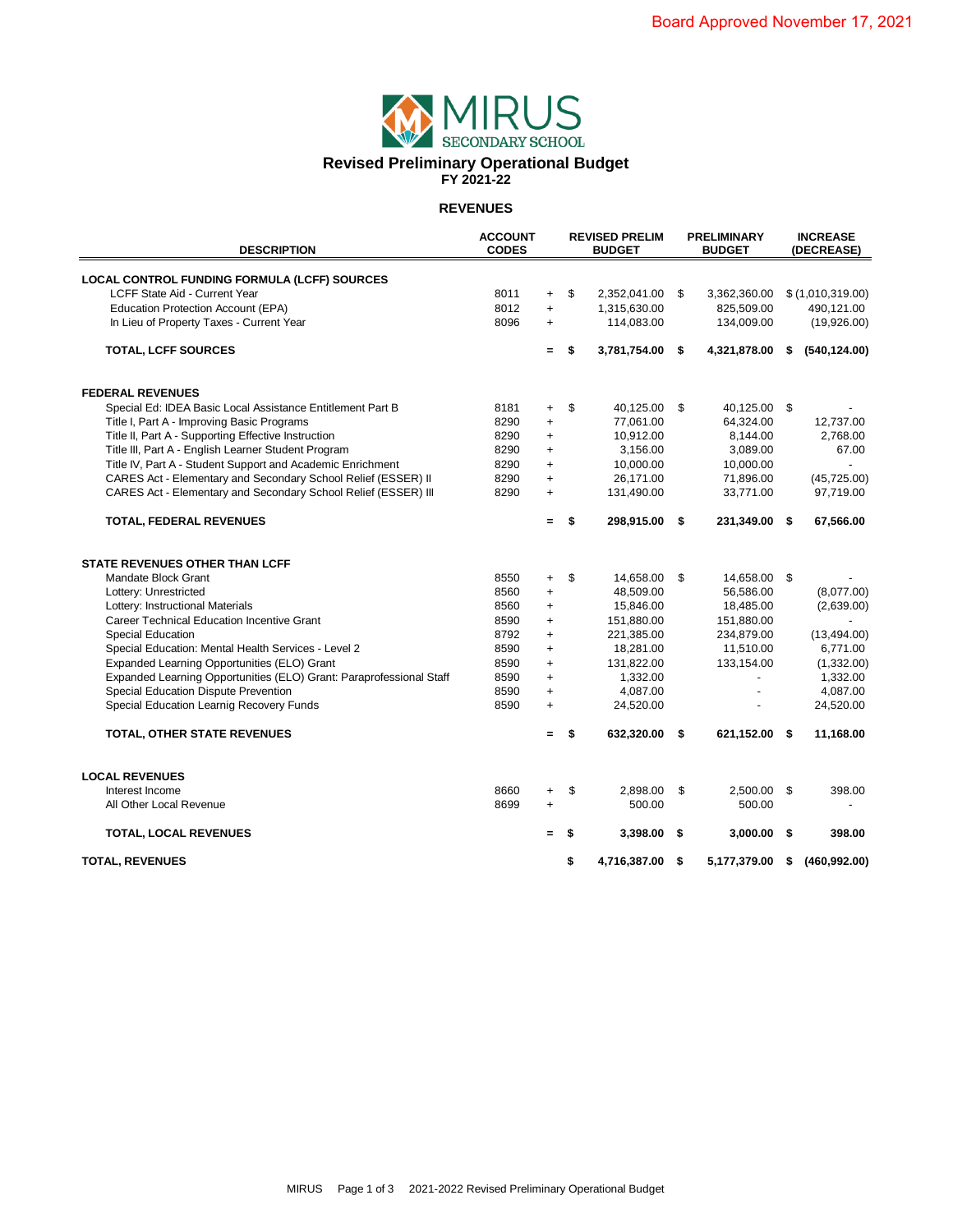Board Approved November 17, 2021

# MIRUS SECONDARY SCHOOL

## Revised Preliminary Operational Budget

**FY 2021-22**

### REVENUES

| DESCRIPTION | ACCOUNT CODES | | REVISED PRELIM BUDGET | PRELIMINARY BUDGET | INCREASE (DECREASE) |
|---|---|---|---|---|---|
| **LOCAL CONTROL FUNDING FORMULA (LCFF) SOURCES** | | | | | |
| LCFF State Aid - Current Year | 8011 | + | $ 2,352,041.00 | $ 3,362,360.00 | $ (1,010,319.00) |
| Education Protection Account (EPA) | 8012 | + | 1,315,630.00 | 825,509.00 | 490,121.00 |
| In Lieu of Property Taxes - Current Year | 8096 | + | 114,083.00 | 134,009.00 | (19,926.00) |
| **TOTAL, LCFF SOURCES** | | **=** | **$ 3,781,754.00** | **$ 4,321,878.00** | **$ (540,124.00)** |
| **FEDERAL REVENUES** | | | | | |
| Special Ed: IDEA Basic Local Assistance Entitlement Part B | 8181 | + | $ 40,125.00 | $ 40,125.00 | $ - |
| Title I, Part A - Improving Basic Programs | 8290 | + | 77,061.00 | 64,324.00 | 12,737.00 |
| Title II, Part A - Supporting Effective Instruction | 8290 | + | 10,912.00 | 8,144.00 | 2,768.00 |
| Title III, Part A - English Learner Student Program | 8290 | + | 3,156.00 | 3,089.00 | 67.00 |
| Title IV, Part A - Student Support and Academic Enrichment | 8290 | + | 10,000.00 | 10,000.00 | - |
| CARES Act - Elementary and Secondary School Relief (ESSER) II | 8290 | + | 26,171.00 | 71,896.00 | (45,725.00) |
| CARES Act - Elementary and Secondary School Relief (ESSER) III | 8290 | + | 131,490.00 | 33,771.00 | 97,719.00 |
| **TOTAL, FEDERAL REVENUES** | | **=** | **$ 298,915.00** | **$ 231,349.00** | **$ 67,566.00** |
| **STATE REVENUES OTHER THAN LCFF** | | | | | |
| Mandate Block Grant | 8550 | + | $ 14,658.00 | $ 14,658.00 | $ - |
| Lottery: Unrestricted | 8560 | + | 48,509.00 | 56,586.00 | (8,077.00) |
| Lottery: Instructional Materials | 8560 | + | 15,846.00 | 18,485.00 | (2,639.00) |
| Career Technical Education Incentive Grant | 8590 | + | 151,880.00 | 151,880.00 | - |
| Special Education | 8792 | + | 221,385.00 | 234,879.00 | (13,494.00) |
| Special Education: Mental Health Services - Level 2 | 8590 | + | 18,281.00 | 11,510.00 | 6,771.00 |
| Expanded Learning Opportunities (ELO) Grant | 8590 | + | 131,822.00 | 133,154.00 | (1,332.00) |
| Expanded Learning Opportunities (ELO) Grant: Paraprofessional Staff | 8590 | + | 1,332.00 | - | 1,332.00 |
| Special Education Dispute Prevention | 8590 | + | 4,087.00 | - | 4,087.00 |
| Special Education Learnig Recovery Funds | 8590 | + | 24,520.00 | - | 24,520.00 |
| **TOTAL, OTHER STATE REVENUES** | | **=** | **$ 632,320.00** | **$ 621,152.00** | **$ 11,168.00** |
| **LOCAL REVENUES** | | | | | |
| Interest Income | 8660 | + | $ 2,898.00 | $ 2,500.00 | $ 398.00 |
| All Other Local Revenue | 8699 | + | 500.00 | 500.00 | - |
| **TOTAL, LOCAL REVENUES** | | **=** | **$ 3,398.00** | **$ 3,000.00** | **$ 398.00** |
| **TOTAL, REVENUES** | | | **$ 4,716,387.00** | **$ 5,177,379.00** | **$ (460,992.00)** |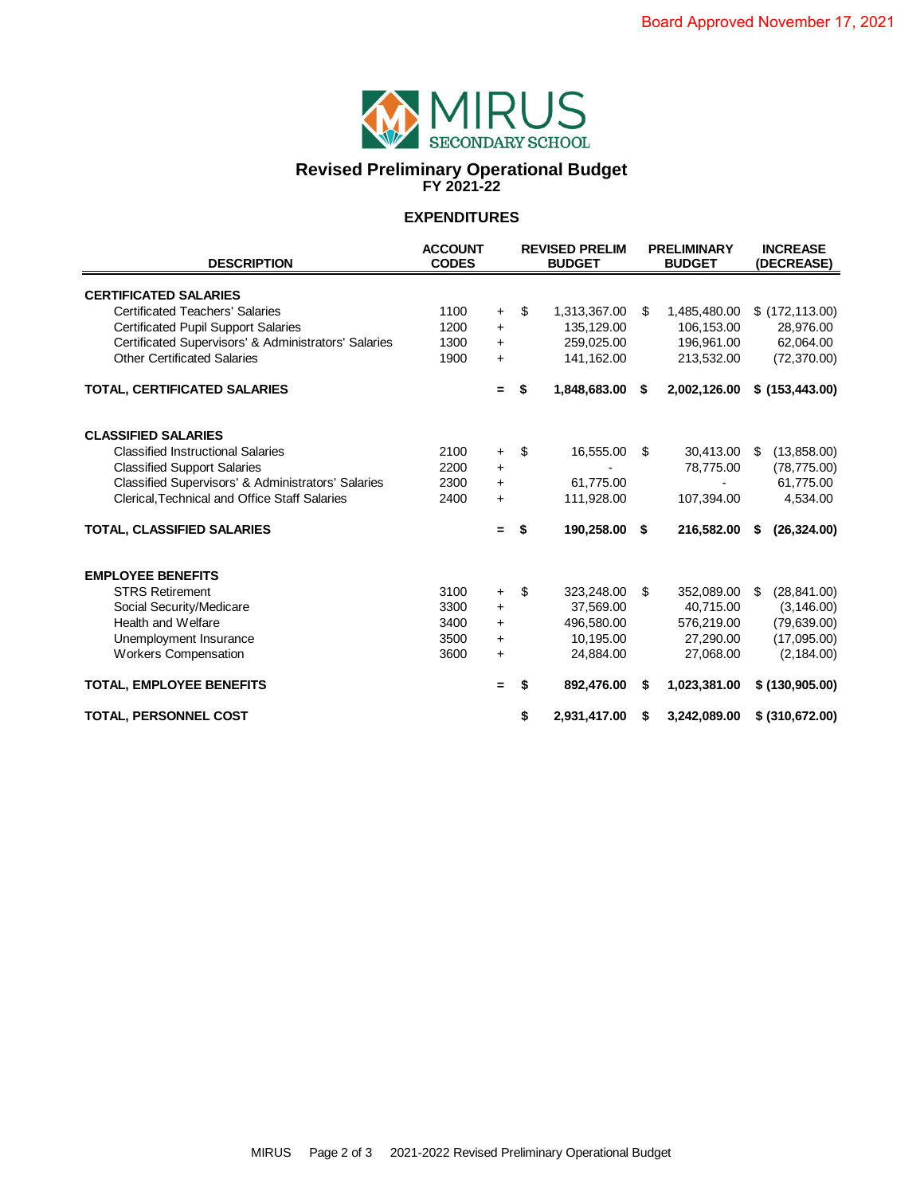Board Approved November 17, 2021

MIRUS SECONDARY SCHOOL

# Revised Preliminary Operational Budget
## FY 2021-22

### EXPENDITURES

| DESCRIPTION | ACCOUNT CODES | | REVISED PRELIM BUDGET | PRELIMINARY BUDGET | INCREASE (DECREASE) |
|---|---|---|---|---|---|
| **CERTIFICATED SALARIES** | | | | | |
| Certificated Teachers' Salaries | 1100 | + | $ 1,313,367.00 | $ 1,485,480.00 | $ (172,113.00) |
| Certificated Pupil Support Salaries | 1200 | + | 135,129.00 | 106,153.00 | 28,976.00 |
| Certificated Supervisors' & Administrators' Salaries | 1300 | + | 259,025.00 | 196,961.00 | 62,064.00 |
| Other Certificated Salaries | 1900 | + | 141,162.00 | 213,532.00 | (72,370.00) |
| **TOTAL, CERTIFICATED SALARIES** | | **=** | **$ 1,848,683.00** | **$ 2,002,126.00** | **$ (153,443.00)** |
| **CLASSIFIED SALARIES** | | | | | |
| Classified Instructional Salaries | 2100 | + | $ 16,555.00 | $ 30,413.00 | $ (13,858.00) |
| Classified Support Salaries | 2200 | + | - | 78,775.00 | (78,775.00) |
| Classified Supervisors' & Administrators' Salaries | 2300 | + | 61,775.00 | - | 61,775.00 |
| Clerical,Technical and Office Staff Salaries | 2400 | + | 111,928.00 | 107,394.00 | 4,534.00 |
| **TOTAL, CLASSIFIED SALARIES** | | **=** | **$ 190,258.00** | **$ 216,582.00** | **$ (26,324.00)** |
| **EMPLOYEE BENEFITS** | | | | | |
| STRS Retirement | 3100 | + | $ 323,248.00 | $ 352,089.00 | $ (28,841.00) |
| Social Security/Medicare | 3300 | + | 37,569.00 | 40,715.00 | (3,146.00) |
| Health and Welfare | 3400 | + | 496,580.00 | 576,219.00 | (79,639.00) |
| Unemployment Insurance | 3500 | + | 10,195.00 | 27,290.00 | (17,095.00) |
| Workers Compensation | 3600 | + | 24,884.00 | 27,068.00 | (2,184.00) |
| **TOTAL, EMPLOYEE BENEFITS** | | **=** | **$ 892,476.00** | **$ 1,023,381.00** | **$ (130,905.00)** |
| **TOTAL, PERSONNEL COST** | | | **$ 2,931,417.00** | **$ 3,242,089.00** | **$ (310,672.00)** |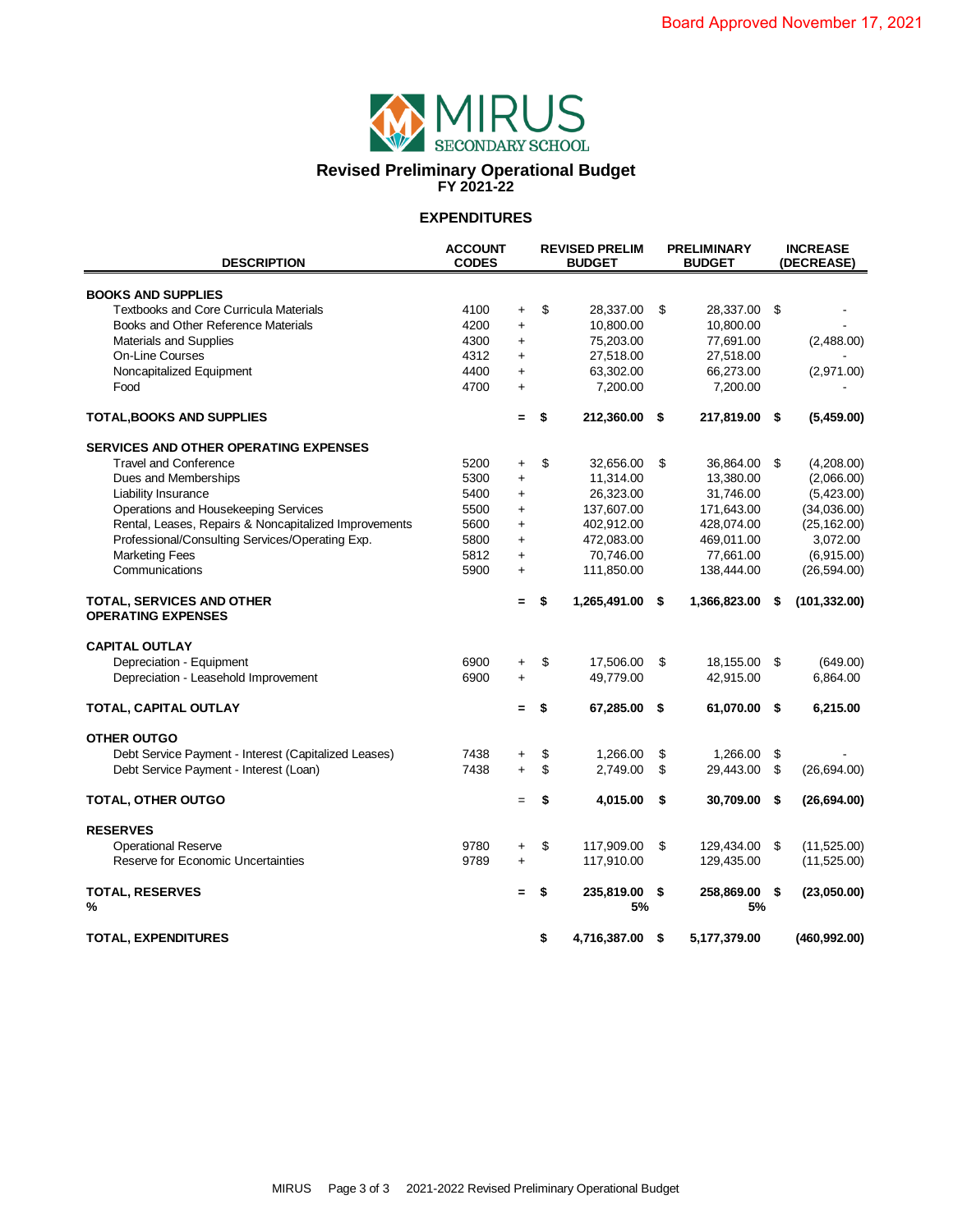Board Approved November 17, 2021

MIRUS SECONDARY SCHOOL

# Revised Preliminary Operational Budget
## FY 2021-22

## EXPENDITURES

| DESCRIPTION | ACCOUNT CODES | | REVISED PRELIM BUDGET | PRELIMINARY BUDGET | INCREASE (DECREASE) |
|---|---|---|---|---|---|
| **BOOKS AND SUPPLIES** | | | | | |
| Textbooks and Core Curricula Materials | 4100 | + | $ 28,337.00 | $ 28,337.00 | $ - |
| Books and Other Reference Materials | 4200 | + | 10,800.00 | 10,800.00 | - |
| Materials and Supplies | 4300 | + | 75,203.00 | 77,691.00 | (2,488.00) |
| On-Line Courses | 4312 | + | 27,518.00 | 27,518.00 | - |
| Noncapitalized Equipment | 4400 | + | 63,302.00 | 66,273.00 | (2,971.00) |
| Food | 4700 | + | 7,200.00 | 7,200.00 | - |
| **TOTAL,BOOKS AND SUPPLIES** | | **=** | **$ 212,360.00** | **$ 217,819.00** | **$ (5,459.00)** |
| **SERVICES AND OTHER OPERATING EXPENSES** | | | | | |
| Travel and Conference | 5200 | + | $ 32,656.00 | $ 36,864.00 | $ (4,208.00) |
| Dues and Memberships | 5300 | + | 11,314.00 | 13,380.00 | (2,066.00) |
| Liability Insurance | 5400 | + | 26,323.00 | 31,746.00 | (5,423.00) |
| Operations and Housekeeping Services | 5500 | + | 137,607.00 | 171,643.00 | (34,036.00) |
| Rental, Leases, Repairs & Noncapitalized Improvements | 5600 | + | 402,912.00 | 428,074.00 | (25,162.00) |
| Professional/Consulting Services/Operating Exp. | 5800 | + | 472,083.00 | 469,011.00 | 3,072.00 |
| Marketing Fees | 5812 | + | 70,746.00 | 77,661.00 | (6,915.00) |
| Communications | 5900 | + | 111,850.00 | 138,444.00 | (26,594.00) |
| **TOTAL, SERVICES AND OTHER OPERATING EXPENSES** | | **=** | **$ 1,265,491.00** | **$ 1,366,823.00** | **$ (101,332.00)** |
| **CAPITAL OUTLAY** | | | | | |
| Depreciation - Equipment | 6900 | + | $ 17,506.00 | $ 18,155.00 | $ (649.00) |
| Depreciation - Leasehold Improvement | 6900 | + | 49,779.00 | 42,915.00 | 6,864.00 |
| **TOTAL, CAPITAL OUTLAY** | | **=** | **$ 67,285.00** | **$ 61,070.00** | **$ 6,215.00** |
| **OTHER OUTGO** | | | | | |
| Debt Service Payment - Interest (Capitalized Leases) | 7438 | + | $ 1,266.00 | $ 1,266.00 | $ - |
| Debt Service Payment - Interest (Loan) | 7438 | + | $ 2,749.00 | $ 29,443.00 | $ (26,694.00) |
| **TOTAL, OTHER OUTGO** | | = | **$ 4,015.00** | **$ 30,709.00** | **$ (26,694.00)** |
| **RESERVES** | | | | | |
| Operational Reserve | 9780 | + | $ 117,909.00 | $ 129,434.00 | $ (11,525.00) |
| Reserve for Economic Uncertainties | 9789 | + | 117,910.00 | 129,435.00 | (11,525.00) |
| **TOTAL, RESERVES** | | **=** | **$ 235,819.00** | **$ 258,869.00** | **$ (23,050.00)** |
| **%** | | | **5%** | **5%** | |
| **TOTAL, EXPENDITURES** | | | **$ 4,716,387.00** | **$ 5,177,379.00** | **(460,992.00)** |